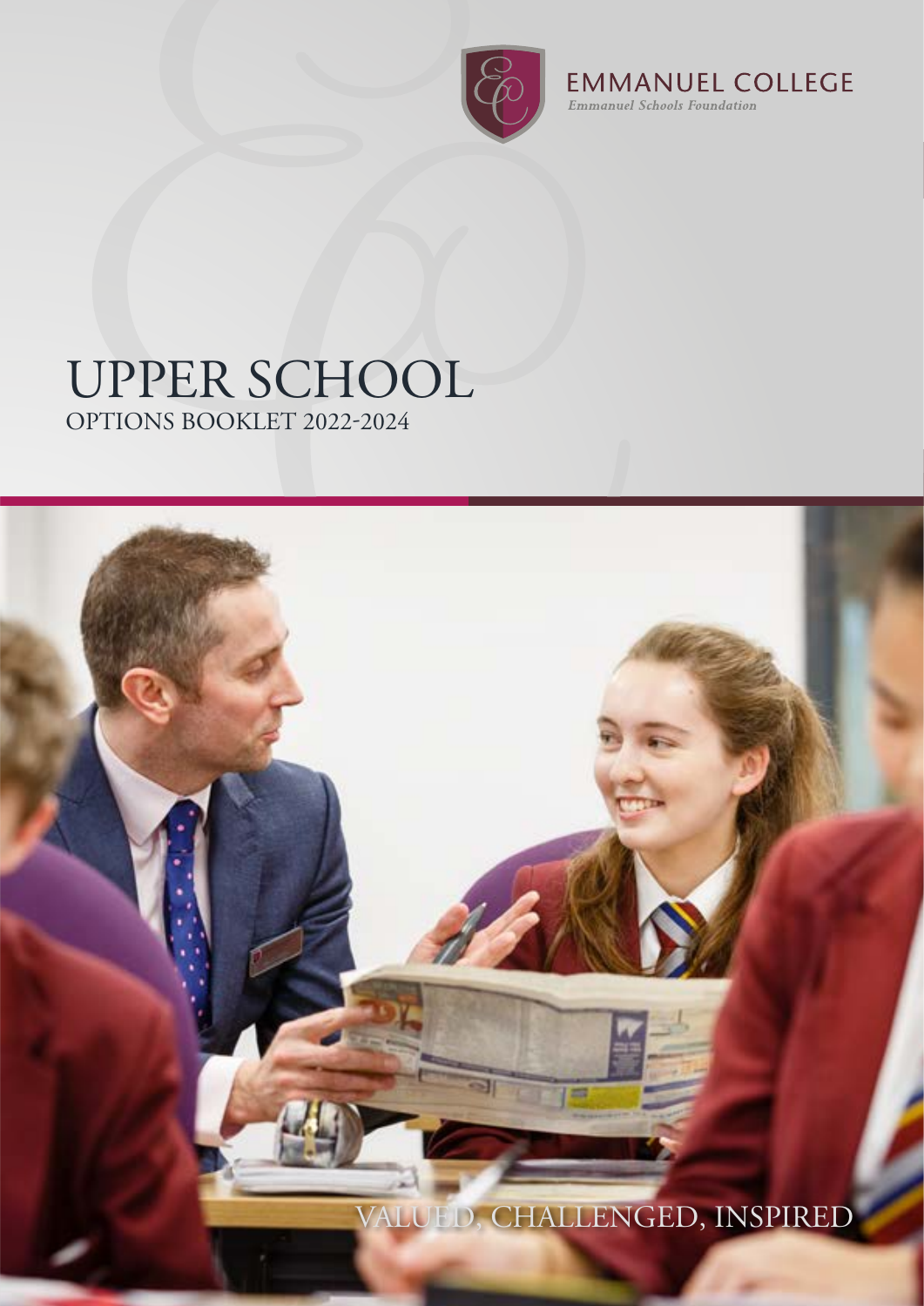EMMANUEL COLLEGE

*Emmanuel Schools Foundation*

# UPPER SCHOOL

## OPTIONS BOOKLET 2022-2024

VALUED, CHALLENGED, INSPIRED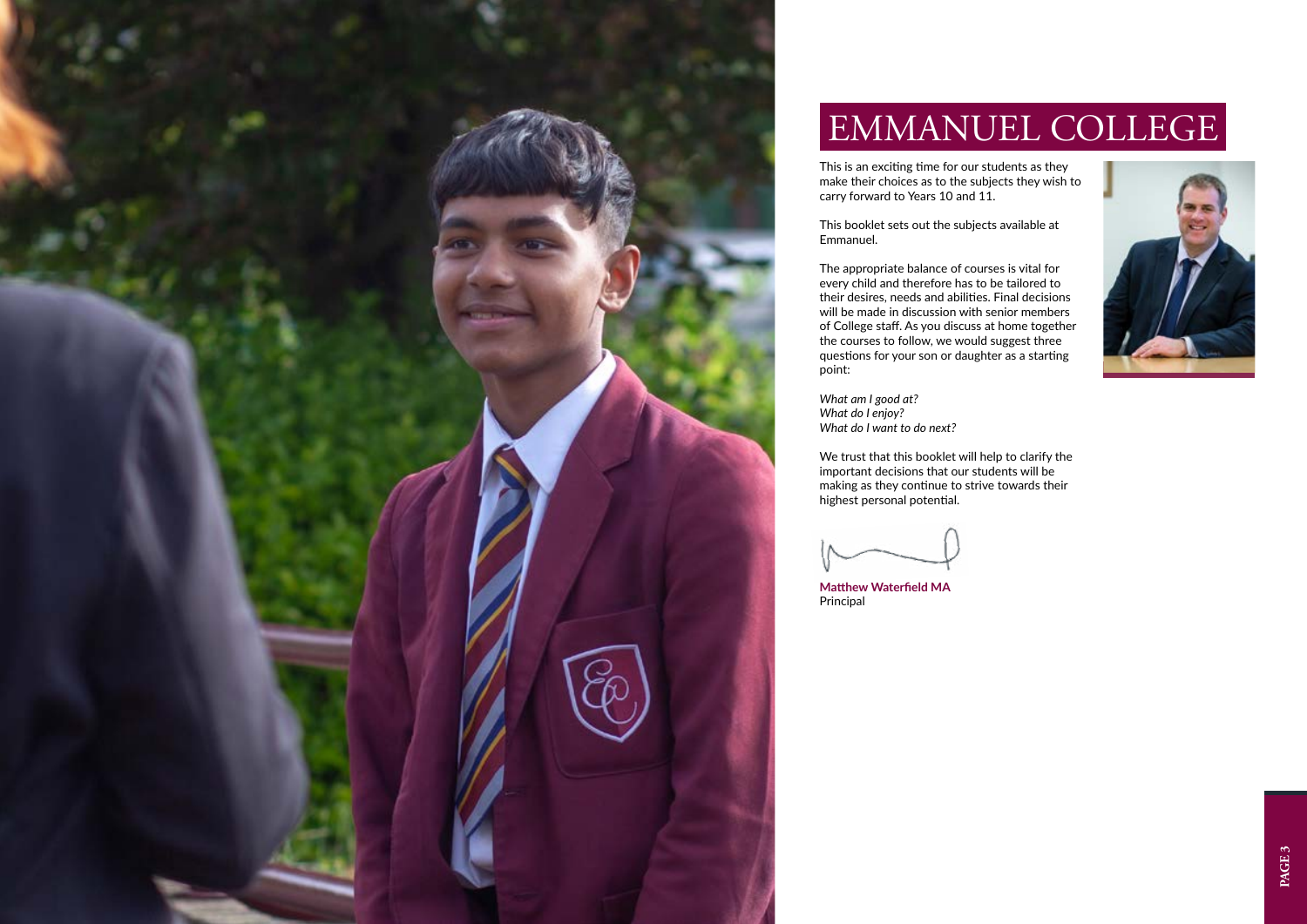# EMMANUEL COLLEGE

This is an exciting time for our students as they make their choices as to the subjects they wish to carry forward to Years 10 and 11.

This booklet sets out the subjects available at Emmanuel.

The appropriate balance of courses is vital for every child and therefore has to be tailored to their desires, needs and abilities. Final decisions will be made in discussion with senior members of College staff. As you discuss at home together the courses to follow, we would suggest three questions for your son or daughter as a starting point:

*What am I good at?*
*What do I enjoy?*
*What do I want to do next?*

We trust that this booklet will help to clarify the important decisions that our students will be making as they continue to strive towards their highest personal potential.

**Matthew Waterfield MA**
Principal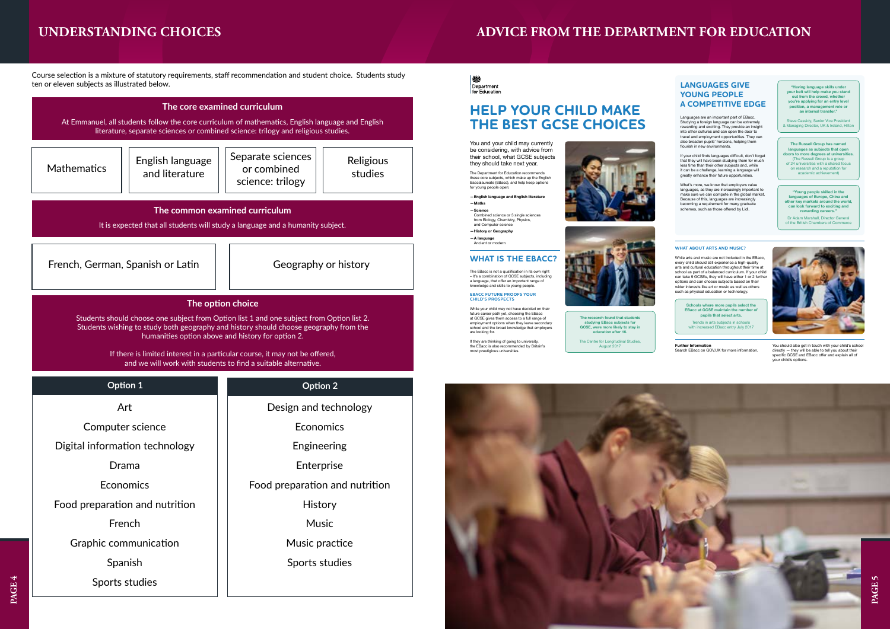# UNDERSTANDING CHOICES

Course selection is a mixture of statutory requirements, staff recommendation and student choice. Students study ten or eleven subjects as illustrated below.

## The core examined curriculum

At Emmanuel, all students follow the core curriculum of mathematics, English language and English literature, separate sciences or combined science: trilogy and religious studies.

| Mathematics | English language and literature | Separate sciences or combined science: trilogy | Religious studies |
|---|---|---|---|

## The common examined curriculum

It is expected that all students will study a language and a humanity subject.

| French, German, Spanish or Latin | Geography or history |
|---|---|

## The option choice

Students should choose one subject from Option list 1 and one subject from Option list 2. Students wishing to study both geography and history should choose geography from the humanities option above and history for option 2.

If there is limited interest in a particular course, it may not be offered, and we will work with students to find a suitable alternative.

| Option 1 | Option 2 |
|---|---|
| Art | Design and technology |
| Computer science | Economics |
| Digital information technology | Engineering |
| Drama | Enterprise |
| Economics | Food preparation and nutrition |
| Food preparation and nutrition | History |
| French | Music |
| Graphic communication | Music practice |
| Spanish | Sports studies |
| Sports studies | |

# ADVICE FROM THE DEPARTMENT FOR EDUCATION

Department for Education

## HELP YOUR CHILD MAKE THE BEST GCSE CHOICES

You and your child may currently be considering, with advice from their school, what GCSE subjects they should take next year.

The Department for Education recommends these core subjects, which make up the English Baccalaureate (EBacc), and help keep options for young people open:

- **English language and English literature**
- **Maths**
- **Science**
  Combined science or 3 single sciences from Biology, Chemistry, Physics, and Computer science
- **History or Geography**
- **A language**
  Ancient or modern

### WHAT IS THE EBACC?

The EBacc is not a qualification in its own right – it's a combination of GCSE subjects, including a language, that offer an important range of knowledge and skills to young people.

#### EBACC FUTURE PROOFS YOUR CHILD'S PROSPECTS

While your child may not have decided on their future career path yet, choosing the EBacc at GCSE gives them access to a full range of employment options when they leave secondary school and the broad knowledge that employers are looking for.

If they are thinking of going to university, the EBacc is also recommended by Britain's most prestigious universities.

**The research found that students studying EBacc subjects for GCSE, were more likely to stay in education after 16.**

The Centre for Longitudinal Studies, August 2017

### LANGUAGES GIVE YOUNG PEOPLE A COMPETITIVE EDGE

Languages are an important part of EBacc. Studying a foreign language can be extremely rewarding and exciting. They provide an insight into other cultures and can open the door to travel and employment opportunities. They can also broaden pupils' horizons, helping them flourish in new environments.

If your child finds languages difficult, don't forget that they will have been studying them for much less time than their other subjects and, while it can be a challenge, learning a language will greatly enhance their future opportunities.

What's more, we know that employers value languages, as they are increasingly important to make sure we can compete in the global market. Because of this, languages are increasingly becoming a requirement for many graduate schemes, such as those offered by Lidl.

**"Having language skills under your belt will help make you stand out from the crowd, whether you're applying for an entry level position, a management role or an internal transfer."**

Steve Cassidy, Senior Vice President & Managing Director, UK & Ireland, Hilton

**The Russell Group has named languages as subjects that open doors to more degrees at universities.**

(The Russell Group is a group of 24 universities with a shared focus on research and a reputation for academic achievement)

**"Young people skilled in the languages of Europe, China and other key markets around the world, can look forward to exciting and rewarding careers."**

Dr Adam Marshall, Director General of the British Chambers of Commerce

#### WHAT ABOUT ARTS AND MUSIC?

While arts and music are not included in the EBacc, every child should still experience a high-quality arts and cultural education throughout their time at school as part of a balanced curriculum. If your child can take 9 GCSEs, they will have either 1 or 2 further options and can choose subjects based on their wider interests like art or music as well as others such as physical education or technology.

**Schools where more pupils select the EBacc at GCSE maintain the number of pupils that select arts.**

Trends in arts subjects in schools with increased EBacc entry July 2017

**Further Information**
Search EBacc on GOV.UK for more information.

You should also get in touch with your child's school directly — they will be able to tell you about their specific GCSE and EBacc offer and explain all of your child's options.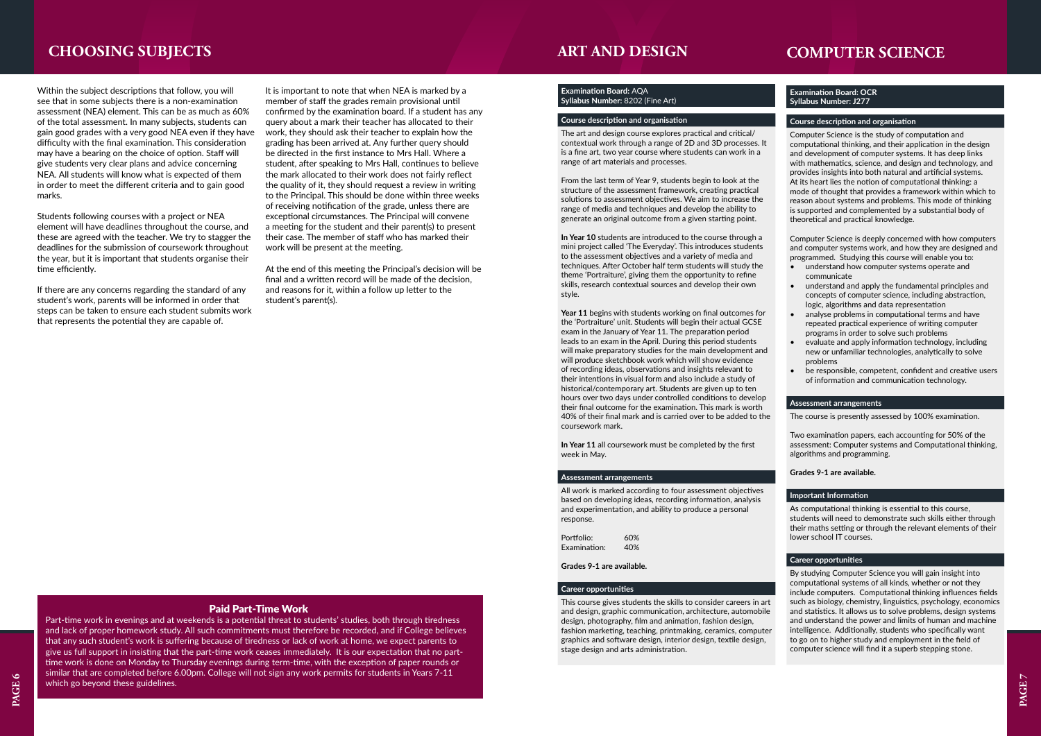# CHOOSING SUBJECTS

Within the subject descriptions that follow, you will see that in some subjects there is a non-examination assessment (NEA) element. This can be as much as 60% of the total assessment. In many subjects, students can gain good grades with a very good NEA even if they have difficulty with the final examination. This consideration may have a bearing on the choice of option. Staff will give students very clear plans and advice concerning NEA. All students will know what is expected of them in order to meet the different criteria and to gain good marks.

Students following courses with a project or NEA element will have deadlines throughout the course, and these are agreed with the teacher. We try to stagger the deadlines for the submission of coursework throughout the year, but it is important that students organise their time efficiently.

If there are any concerns regarding the standard of any student's work, parents will be informed in order that steps can be taken to ensure each student submits work that represents the potential they are capable of.

It is important to note that when NEA is marked by a member of staff the grades remain provisional until confirmed by the examination board. If a student has any query about a mark their teacher has allocated to their work, they should ask their teacher to explain how the grading has been arrived at. Any further query should be directed in the first instance to Mrs Hall. Where a student, after speaking to Mrs Hall, continues to believe the mark allocated to their work does not fairly reflect the quality of it, they should request a review in writing to the Principal. This should be done within three weeks of receiving notification of the grade, unless there are exceptional circumstances. The Principal will convene a meeting for the student and their parent(s) to present their case. The member of staff who has marked their work will be present at the meeting.

At the end of this meeting the Principal's decision will be final and a written record will be made of the decision, and reasons for it, within a follow up letter to the student's parent(s).

### Paid Part-Time Work

Part-time work in evenings and at weekends is a potential threat to students' studies, both through tiredness and lack of proper homework study. All such commitments must therefore be recorded, and if College believes that any such student's work is suffering because of tiredness or lack of work at home, we expect parents to give us full support in insisting that the part-time work ceases immediately. It is our expectation that no part-time work is done on Monday to Thursday evenings during term-time, with the exception of paper rounds or similar that are completed before 6.00pm. College will not sign any work permits for students in Years 7-11 which go beyond these guidelines.

# ART AND DESIGN

**Examination Board:** AQA
**Syllabus Number:** 8202 (Fine Art)

### Course description and organisation

The art and design course explores practical and critical/contextual work through a range of 2D and 3D processes. It is a fine art, two year course where students can work in a range of art materials and processes.

From the last term of Year 9, students begin to look at the structure of the assessment framework, creating practical solutions to assessment objectives. We aim to increase the range of media and techniques and develop the ability to generate an original outcome from a given starting point.

**In Year 10** students are introduced to the course through a mini project called 'The Everyday'. This introduces students to the assessment objectives and a variety of media and techniques. After October half term students will study the theme 'Portraiture', giving them the opportunity to refine skills, research contextual sources and develop their own style.

**Year 11** begins with students working on final outcomes for the 'Portraiture' unit. Students will begin their actual GCSE exam in the January of Year 11. The preparation period leads to an exam in the April. During this period students will make preparatory studies for the main development and will produce sketchbook work which will show evidence of recording ideas, observations and insights relevant to their intentions in visual form and also include a study of historical/contemporary art. Students are given up to ten hours over two days under controlled conditions to develop their final outcome for the examination. This mark is worth 40% of their final mark and is carried over to be added to the coursework mark.

**In Year 11** all coursework must be completed by the first week in May.

### Assessment arrangements

All work is marked according to four assessment objectives based on developing ideas, recording information, analysis and experimentation, and ability to produce a personal response.

| | |
|---|---|
| Portfolio: | 60% |
| Examination: | 40% |

**Grades 9-1 are available.**

### Career opportunities

This course gives students the skills to consider careers in art and design, graphic communication, architecture, automobile design, photography, film and animation, fashion design, fashion marketing, teaching, printmaking, ceramics, computer graphics and software design, interior design, textile design, stage design and arts administration.

# COMPUTER SCIENCE

**Examination Board: OCR**
**Syllabus Number: J277**

### Course description and organisation

Computer Science is the study of computation and computational thinking, and their application in the design and development of computer systems. It has deep links with mathematics, science, and design and technology, and provides insights into both natural and artificial systems. At its heart lies the notion of computational thinking: a mode of thought that provides a framework within which to reason about systems and problems. This mode of thinking is supported and complemented by a substantial body of theoretical and practical knowledge.

Computer Science is deeply concerned with how computers and computer systems work, and how they are designed and programmed. Studying this course will enable you to:

- understand how computer systems operate and communicate
- understand and apply the fundamental principles and concepts of computer science, including abstraction, logic, algorithms and data representation
- analyse problems in computational terms and have repeated practical experience of writing computer programs in order to solve such problems
- evaluate and apply information technology, including new or unfamiliar technologies, analytically to solve problems
- be responsible, competent, confident and creative users of information and communication technology.

### Assessment arrangements

The course is presently assessed by 100% examination.

Two examination papers, each accounting for 50% of the assessment: Computer systems and Computational thinking, algorithms and programming.

**Grades 9-1 are available.**

### Important Information

As computational thinking is essential to this course, students will need to demonstrate such skills either through their maths setting or through the relevant elements of their lower school IT courses.

### Career opportunities

By studying Computer Science you will gain insight into computational systems of all kinds, whether or not they include computers. Computational thinking influences fields such as biology, chemistry, linguistics, psychology, economics and statistics. It allows us to solve problems, design systems and understand the power and limits of human and machine intelligence. Additionally, students who specifically want to go on to higher study and employment in the field of computer science will find it a superb stepping stone.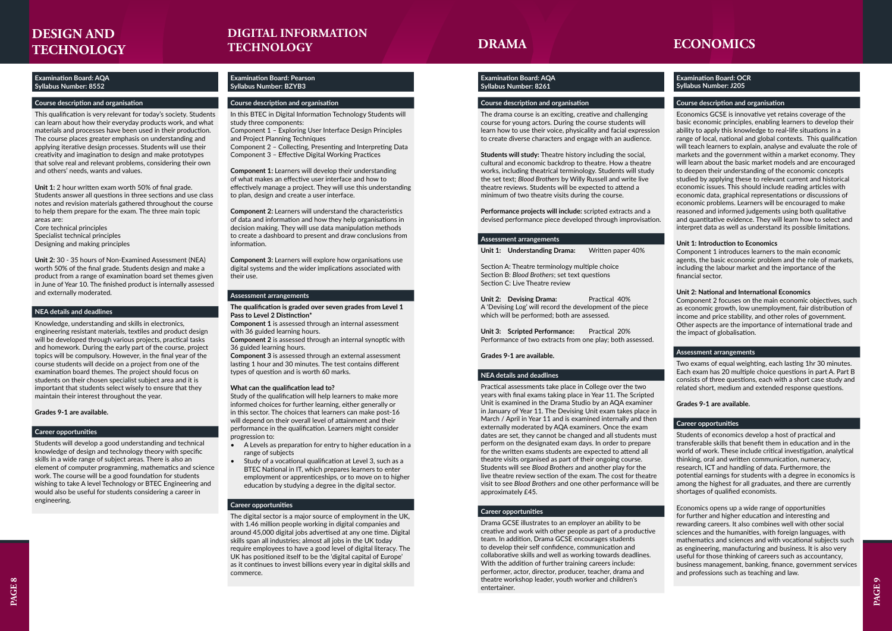# DESIGN AND TECHNOLOGY

**Examination Board: AQA**
**Syllabus Number: 8552**

## Course description and organisation

This qualification is very relevant for today's society. Students can learn about how their everyday products work, and what materials and processes have been used in their production. The course places greater emphasis on understanding and applying iterative design processes. Students will use their creativity and imagination to design and make prototypes that solve real and relevant problems, considering their own and others' needs, wants and values.

**Unit 1:** 2 hour written exam worth 50% of final grade. Students answer all questions in three sections and use class notes and revision materials gathered throughout the course to help them prepare for the exam. The three main topic areas are:
Core technical principles
Specialist technical principles
Designing and making principles

**Unit 2:** 30 - 35 hours of Non-Examined Assessment (NEA) worth 50% of the final grade. Students design and make a product from a range of examination board set themes given in June of Year 10. The finished product is internally assessed and externally moderated.

## NEA details and deadlines

Knowledge, understanding and skills in electronics, engineering resistant materials, textiles and product design will be developed through various projects, practical tasks and homework. During the early part of the course, project topics will be compulsory. However, in the final year of the course students will decide on a project from one of the examination board themes. The project should focus on students on their chosen specialist subject area and it is important that students select wisely to ensure that they maintain their interest throughout the year.

**Grades 9-1 are available.**

## Career opportunities

Students will develop a good understanding and technical knowledge of design and technology theory with specific skills in a wide range of subject areas. There is also an element of computer programming, mathematics and science work. The course will be a good foundation for students wishing to take A level Technology or BTEC Engineering and would also be useful for students considering a career in engineering.

# DIGITAL INFORMATION TECHNOLOGY

**Examination Board: Pearson**
**Syllabus Number: BZYB3**

## Course description and organisation

In this BTEC in Digital Information Technology Students will study three components:
Component 1 – Exploring User Interface Design Principles and Project Planning Techniques
Component 2 – Collecting, Presenting and Interpreting Data
Component 3 – Effective Digital Working Practices

**Component 1:** Learners will develop their understanding of what makes an effective user interface and how to effectively manage a project. They will use this understanding to plan, design and create a user interface.

**Component 2:** Learners will understand the characteristics of data and information and how they help organisations in decision making. They will use data manipulation methods to create a dashboard to present and draw conclusions from information.

**Component 3:** Learners will explore how organisations use digital systems and the wider implications associated with their use.

## Assessment arrangements

**The qualification is graded over seven grades from Level 1 Pass to Level 2 Distinction***

**Component 1** is assessed through an internal assessment with 36 guided learning hours.
**Component 2** is assessed through an internal synoptic with 36 guided learning hours.
**Component 3** is assessed through an external assessment lasting 1 hour and 30 minutes. The test contains different types of question and is worth 60 marks.

**What can the qualification lead to?**
Study of the qualification will help learners to make more informed choices for further learning, either generally or in this sector. The choices that learners can make post-16 will depend on their overall level of attainment and their performance in the qualification. Learners might consider progression to:

- A Levels as preparation for entry to higher education in a range of subjects
- Study of a vocational qualification at Level 3, such as a BTEC National in IT, which prepares learners to enter employment or apprenticeships, or to move on to higher education by studying a degree in the digital sector.

## Career opportunities

The digital sector is a major source of employment in the UK, with 1.46 million people working in digital companies and around 45,000 digital jobs advertised at any one time. Digital skills span all industries; almost all jobs in the UK today require employees to have a good level of digital literacy. The UK has positioned itself to be the 'digital capital of Europe' as it continues to invest billions every year in digital skills and commerce.

# DRAMA

**Examination Board: AQA**
**Syllabus Number: 8261**

## Course description and organisation

The drama course is an exciting, creative and challenging course for young actors. During the course students will learn how to use their voice, physicality and facial expression to create diverse characters and engage with an audience.

**Students will study:** Theatre history including the social, cultural and economic backdrop to theatre. How a theatre works, including theatrical terminology. Students will study the set text; *Blood Brothers* by Willy Russell and write live theatre reviews. Students will be expected to attend a minimum of two theatre visits during the course.

**Performance projects will include:** scripted extracts and a devised performance piece developed through improvisation.

## Assessment arrangements

**Unit 1: Understanding Drama:** Written paper 40%

Section A: Theatre terminology multiple choice
Section B: *Blood Brothers*; set text questions
Section C: Live Theatre review

**Unit 2: Devising Drama:** Practical 40%
A 'Devising Log' will record the development of the piece which will be performed; both are assessed.

**Unit 3: Scripted Performance:** Practical 20%
Performance of two extracts from one play; both assessed.

**Grades 9-1 are available.**

## NEA details and deadlines

Practical assessments take place in College over the two years with final exams taking place in Year 11. The Scripted Unit is examined in the Drama Studio by an AQA examiner in January of Year 11. The Devising Unit exam takes place in March / April in Year 11 and is examined internally and then externally moderated by AQA examiners. Once the exam dates are set, they cannot be changed and all students must perform on the designated exam days. In order to prepare for the written exams students are expected to attend all theatre visits organised as part of their ongoing course. Students will see *Blood Brothers* and another play for the live theatre review section of the exam. The cost for theatre visit to see *Blood Brothers* and one other performance will be approximately £45.

## Career opportunities

Drama GCSE illustrates to an employer an ability to be creative and work with other people as part of a productive team. In addition, Drama GCSE encourages students to develop their self confidence, communication and collaborative skills and well as working towards deadlines. With the addition of further training careers include: performer, actor, director, producer, teacher, drama and theatre workshop leader, youth worker and children's entertainer.

# ECONOMICS

**Examination Board: OCR**
**Syllabus Number: J205**

## Course description and organisation

Economics GCSE is innovative yet retains coverage of the basic economic principles, enabling learners to develop their ability to apply this knowledge to real-life situations in a range of local, national and global contexts. This qualification will teach learners to explain, analyse and evaluate the role of markets and the government within a market economy. They will learn about the basic market models and are encouraged to deepen their understanding of the economic concepts studied by applying these to relevant current and historical economic issues. This should include reading articles with economic data, graphical representations or discussions of economic problems. Learners will be encouraged to make reasoned and informed judgements using both qualitative and quantitative evidence. They will learn how to select and interpret data as well as understand its possible limitations.

**Unit 1: Introduction to Economics**
Component 1 introduces learners to the main economic agents, the basic economic problem and the role of markets, including the labour market and the importance of the financial sector.

**Unit 2: National and International Economics**
Component 2 focuses on the main economic objectives, such as economic growth, low unemployment, fair distribution of income and price stability, and other roles of government. Other aspects are the importance of international trade and the impact of globalisation.

## Assessment arrangements

Two exams of equal weighting, each lasting 1hr 30 minutes. Each exam has 20 multiple choice questions in part A. Part B consists of three questions, each with a short case study and related short, medium and extended response questions.

**Grades 9-1 are available.**

## Career opportunities

Students of economics develop a host of practical and transferable skills that benefit them in education and in the world of work. These include critical investigation, analytical thinking, oral and written communication, numeracy, research, ICT and handling of data. Furthermore, the potential earnings for students with a degree in economics is among the highest for all graduates, and there are currently shortages of qualified economists.

Economics opens up a wide range of opportunities for further and higher education and interesting and rewarding careers. It also combines well with other social sciences and the humanities, with foreign languages, with mathematics and sciences and with vocational subjects such as engineering, manufacturing and business. It is also very useful for those thinking of careers such as accountancy, business management, banking, finance, government services and professions such as teaching and law.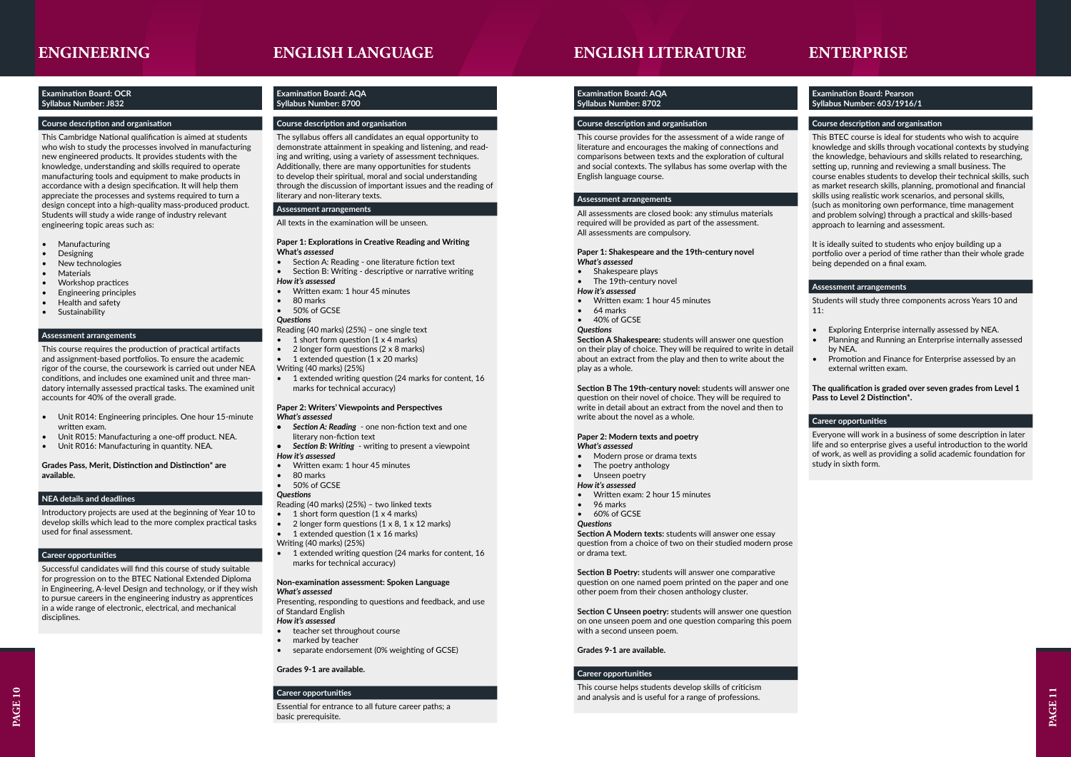# ENGINEERING

**Examination Board: OCR**
**Syllabus Number: J832**

## Course description and organisation

This Cambridge National qualification is aimed at students who wish to study the processes involved in manufacturing new engineered products. It provides students with the knowledge, understanding and skills required to operate manufacturing tools and equipment to make products in accordance with a design specification. It will help them appreciate the processes and systems required to turn a design concept into a high-quality mass-produced product. Students will study a wide range of industry relevant engineering topic areas such as:

- Manufacturing
- Designing
- New technologies
- Materials
- Workshop practices
- Engineering principles
- Health and safety
- Sustainability

## Assessment arrangements

This course requires the production of practical artifacts and assignment-based portfolios. To ensure the academic rigor of the course, the coursework is carried out under NEA conditions, and includes one examined unit and three mandatory internally assessed practical tasks. The examined unit accounts for 40% of the overall grade.

- Unit R014: Engineering principles. One hour 15-minute written exam.
- Unit R015: Manufacturing a one-off product. NEA.
- Unit R016: Manufacturing in quantity. NEA.

**Grades Pass, Merit, Distinction and Distinction\* are available.**

## NEA details and deadlines

Introductory projects are used at the beginning of Year 10 to develop skills which lead to the more complex practical tasks used for final assessment.

## Career opportunities

Successful candidates will find this course of study suitable for progression on to the BTEC National Extended Diploma in Engineering, A-level Design and technology, or if they wish to pursue careers in the engineering industry as apprentices in a wide range of electronic, electrical, and mechanical disciplines.

# ENGLISH LANGUAGE

**Examination Board: AQA**
**Syllabus Number: 8700**

## Course description and organisation

The syllabus offers all candidates an equal opportunity to demonstrate attainment in speaking and listening, and reading and writing, using a variety of assessment techniques. Additionally, there are many opportunities for students to develop their spiritual, moral and social understanding through the discussion of important issues and the reading of literary and non-literary texts.

## Assessment arrangements

All texts in the examination will be unseen.

**Paper 1: Explorations in Creative Reading and Writing**
**What's *assessed***
- Section A: Reading - one literature fiction text
- Section B: Writing - descriptive or narrative writing

***How it's assessed***
- Written exam: 1 hour 45 minutes
- 80 marks
- 50% of GCSE

***Questions***
Reading (40 marks) (25%) – one single text
- 1 short form question (1 x 4 marks)
- 2 longer form questions (2 x 8 marks)
- 1 extended question (1 x 20 marks)

Writing (40 marks) (25%)
- 1 extended writing question (24 marks for content, 16 marks for technical accuracy)

**Paper 2: Writers' Viewpoints and Perspectives**
***What's assessed***
- ***Section A: Reading*** - one non-fiction text and one literary non-fiction text
- ***Section B: Writing*** - writing to present a viewpoint

***How it's assessed***
- Written exam: 1 hour 45 minutes
- 80 marks
- 50% of GCSE

***Questions***
Reading (40 marks) (25%) – two linked texts
- 1 short form question (1 x 4 marks)
- 2 longer form questions (1 x 8, 1 x 12 marks)
- 1 extended question (1 x 16 marks)

Writing (40 marks) (25%)
- 1 extended writing question (24 marks for content, 16 marks for technical accuracy)

**Non-examination assessment: Spoken Language**
***What's assessed***
Presenting, responding to questions and feedback, and use of Standard English
***How it's assessed***
- teacher set throughout course
- marked by teacher
- separate endorsement (0% weighting of GCSE)

**Grades 9-1 are available.**

## Career opportunities

Essential for entrance to all future career paths; a basic prerequisite.

# ENGLISH LITERATURE

**Examination Board: AQA**
**Syllabus Number: 8702**

## Course description and organisation

This course provides for the assessment of a wide range of literature and encourages the making of connections and comparisons between texts and the exploration of cultural and social contexts. The syllabus has some overlap with the English language course.

## Assessment arrangements

All assessments are closed book: any stimulus materials required will be provided as part of the assessment. All assessments are compulsory.

**Paper 1: Shakespeare and the 19th-century novel**
***What's assessed***
- Shakespeare plays
- The 19th-century novel

***How it's assessed***
- Written exam: 1 hour 45 minutes
- 64 marks
- 40% of GCSE

***Questions***
**Section A Shakespeare:** students will answer one question on their play of choice. They will be required to write in detail about an extract from the play and then to write about the play as a whole.

**Section B The 19th-century novel:** students will answer one question on their novel of choice. They will be required to write in detail about an extract from the novel and then to write about the novel as a whole.

**Paper 2: Modern texts and poetry**
***What's assessed***
- Modern prose or drama texts
- The poetry anthology
- Unseen poetry

***How it's assessed***
- Written exam: 2 hour 15 minutes
- 96 marks
- 60% of GCSE

***Questions***
**Section A Modern texts:** students will answer one essay question from a choice of two on their studied modern prose or drama text.

**Section B Poetry:** students will answer one comparative question on one named poem printed on the paper and one other poem from their chosen anthology cluster.

**Section C Unseen poetry:** students will answer one question on one unseen poem and one question comparing this poem with a second unseen poem.

**Grades 9-1 are available.**

## Career opportunities

This course helps students develop skills of criticism and analysis and is useful for a range of professions.

# ENTERPRISE

**Examination Board: Pearson**
**Syllabus Number: 603/1916/1**

## Course description and organisation

This BTEC course is ideal for students who wish to acquire knowledge and skills through vocational contexts by studying the knowledge, behaviours and skills related to researching, setting up, running and reviewing a small business. The course enables students to develop their technical skills, such as market research skills, planning, promotional and financial skills using realistic work scenarios, and personal skills, (such as monitoring own performance, time management and problem solving) through a practical and skills-based approach to learning and assessment.

It is ideally suited to students who enjoy building up a portfolio over a period of time rather than their whole grade being depended on a final exam.

## Assessment arrangements

Students will study three components across Years 10 and 11:

- Exploring Enterprise internally assessed by NEA.
- Planning and Running an Enterprise internally assessed by NEA.
- Promotion and Finance for Enterprise assessed by an external written exam.

**The qualification is graded over seven grades from Level 1 Pass to Level 2 Distinction\*.**

## Career opportunities

Everyone will work in a business of some description in later life and so enterprise gives a useful introduction to the world of work, as well as providing a solid academic foundation for study in sixth form.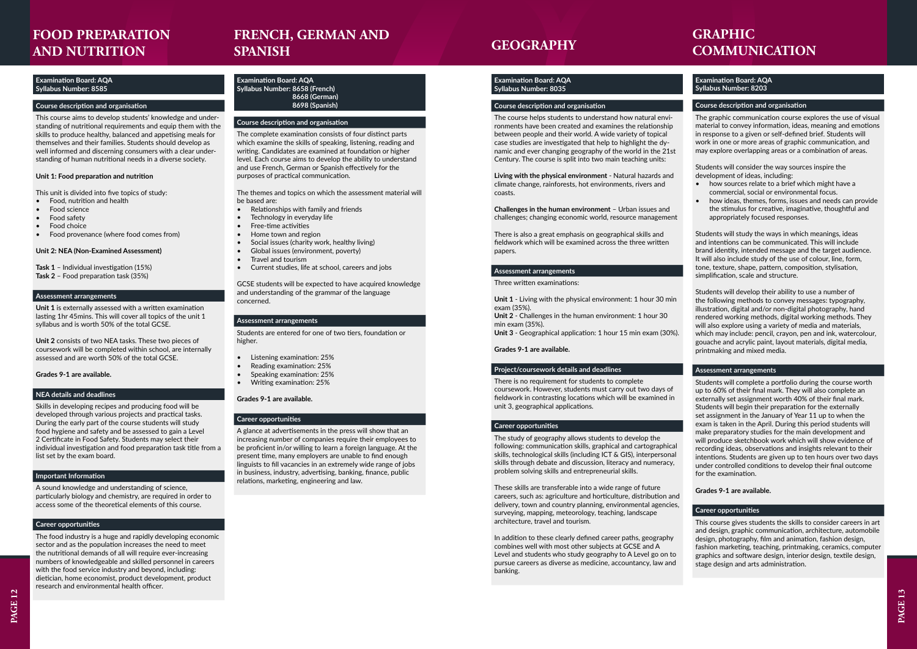# FOOD PREPARATION AND NUTRITION

**Examination Board: AQA**
**Syllabus Number: 8585**

## Course description and organisation

This course aims to develop students' knowledge and understanding of nutritional requirements and equip them with the skills to produce healthy, balanced and appetising meals for themselves and their families. Students should develop as well informed and discerning consumers with a clear understanding of human nutritional needs in a diverse society.

**Unit 1: Food preparation and nutrition**

This unit is divided into five topics of study:

- Food, nutrition and health
- Food science
- Food safety
- Food choice
- Food provenance (where food comes from)

**Unit 2: NEA (Non-Examined Assessment)**

**Task 1** – Individual investigation (15%)
**Task 2** – Food preparation task (35%)

## Assessment arrangements

**Unit 1** is externally assessed with a written examination lasting 1hr 45mins. This will cover all topics of the unit 1 syllabus and is worth 50% of the total GCSE.

**Unit 2** consists of two NEA tasks. These two pieces of coursework will be completed within school, are internally assessed and are worth 50% of the total GCSE.

**Grades 9-1 are available.**

## NEA details and deadlines

Skills in developing recipes and producing food will be developed through various projects and practical tasks. During the early part of the course students will study food hygiene and safety and be assessed to gain a Level 2 Certificate in Food Safety. Students may select their individual investigation and food preparation task title from a list set by the exam board.

## Important Information

A sound knowledge and understanding of science, particularly biology and chemistry, are required in order to access some of the theoretical elements of this course.

## Career opportunities

The food industry is a huge and rapidly developing economic sector and as the population increases the need to meet the nutritional demands of all will require ever-increasing numbers of knowledgeable and skilled personnel in careers with the food service industry and beyond, including: dietician, home economist, product development, product research and environmental health officer.

# FRENCH, GERMAN AND SPANISH

**Examination Board: AQA**
**Syllabus Number: 8658 (French)**
**8668 (German)**
**8698 (Spanish)**

## Course description and organisation

The complete examination consists of four distinct parts which examine the skills of speaking, listening, reading and writing. Candidates are examined at foundation or higher level. Each course aims to develop the ability to understand and use French, German or Spanish effectively for the purposes of practical communication.

The themes and topics on which the assessment material will be based are:

- Relationships with family and friends
- Technology in everyday life
- Free-time activities
- Home town and region
- Social issues (charity work, healthy living)
- Global issues (environment, poverty)
- Travel and tourism
- Current studies, life at school, careers and jobs

GCSE students will be expected to have acquired knowledge and understanding of the grammar of the language concerned.

## Assessment arrangements

Students are entered for one of two tiers, foundation or higher.

- Listening examination: 25%
- Reading examination: 25%
- Speaking examination: 25%
- Writing examination: 25%

**Grades 9-1 are available.**

## Career opportunities

A glance at advertisements in the press will show that an increasing number of companies require their employees to be proficient in/or willing to learn a foreign language. At the present time, many employers are unable to find enough linguists to fill vacancies in an extremely wide range of jobs in business, industry, advertising, banking, finance, public relations, marketing, engineering and law.

# GEOGRAPHY

**Examination Board: AQA**
**Syllabus Number: 8035**

## Course description and organisation

The course helps students to understand how natural environments have been created and examines the relationship between people and their world. A wide variety of topical case studies are investigated that help to highlight the dynamic and ever changing geography of the world in the 21st Century. The course is split into two main teaching units:

**Living with the physical environment** - Natural hazards and climate change, rainforests, hot environments, rivers and coasts.

**Challenges in the human environment** – Urban issues and challenges; changing economic world, resource management

There is also a great emphasis on geographical skills and fieldwork which will be examined across the three written papers.

## Assessment arrangements

Three written examinations:

**Unit 1** - Living with the physical environment: 1 hour 30 min exam (35%).
**Unit 2** - Challenges in the human environment: 1 hour 30 min exam (35%).
**Unit 3** - Geographical application: 1 hour 15 min exam (30%).

**Grades 9-1 are available.**

## Project/coursework details and deadlines

There is no requirement for students to complete coursework. However, students must carry out two days of fieldwork in contrasting locations which will be examined in unit 3, geographical applications.

## Career opportunities

The study of geography allows students to develop the following: communication skills, graphical and cartographical skills, technological skills (including ICT & GIS), interpersonal skills through debate and discussion, literacy and numeracy, problem solving skills and entrepreneurial skills.

These skills are transferable into a wide range of future careers, such as: agriculture and horticulture, distribution and delivery, town and country planning, environmental agencies, surveying, mapping, meteorology, teaching, landscape architecture, travel and tourism.

In addition to these clearly defined career paths, geography combines well with most other subjects at GCSE and A Level and students who study geography to A Level go on to pursue careers as diverse as medicine, accountancy, law and banking.

# GRAPHIC COMMUNICATION

**Examination Board: AQA**
**Syllabus Number: 8203**

## Course description and organisation

The graphic communication course explores the use of visual material to convey information, ideas, meaning and emotions in response to a given or self-defined brief. Students will work in one or more areas of graphic communication, and may explore overlapping areas or a combination of areas.

Students will consider the way sources inspire the development of ideas, including:

- how sources relate to a brief which might have a commercial, social or environmental focus.
- how ideas, themes, forms, issues and needs can provide the stimulus for creative, imaginative, thoughtful and appropriately focused responses.

Students will study the ways in which meanings, ideas and intentions can be communicated. This will include brand identity, intended message and the target audience. It will also include study of the use of colour, line, form, tone, texture, shape, pattern, composition, stylisation, simplification, scale and structure.

Students will develop their ability to use a number of the following methods to convey messages: typography, illustration, digital and/or non-digital photography, hand rendered working methods, digital working methods. They will also explore using a variety of media and materials, which may include: pencil, crayon, pen and ink, watercolour, gouache and acrylic paint, layout materials, digital media, printmaking and mixed media.

## Assessment arrangements

Students will complete a portfolio during the course worth up to 60% of their final mark. They will also complete an externally set assignment worth 40% of their final mark. Students will begin their preparation for the externally set assignment in the January of Year 11 up to when the exam is taken in the April. During this period students will make preparatory studies for the main development and will produce sketchbook work which will show evidence of recording ideas, observations and insights relevant to their intentions. Students are given up to ten hours over two days under controlled conditions to develop their final outcome for the examination.

**Grades 9-1 are available.**

## Career opportunities

This course gives students the skills to consider careers in art and design, graphic communication, architecture, automobile design, photography, film and animation, fashion design, fashion marketing, teaching, printmaking, ceramics, computer graphics and software design, interior design, textile design, stage design and arts administration.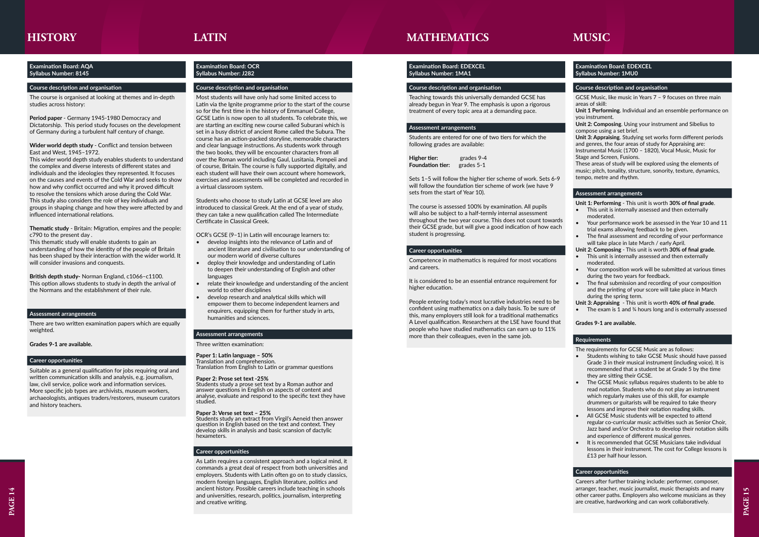# HISTORY

**Examination Board: AQA**
**Syllabus Number: 8145**

## Course description and organisation

The course is organised at looking at themes and in-depth studies across history:

**Period paper** - Germany 1945-1980 Democracy and Dictatorship. This period study focuses on the development of Germany during a turbulent half century of change.

**Wider world depth study** - Conflict and tension between East and West, 1945–1972.
This wider world depth study enables students to understand the complex and diverse interests of different states and individuals and the ideologies they represented. It focuses on the causes and events of the Cold War and seeks to show how and why conflict occurred and why it proved difficult to resolve the tensions which arose during the Cold War. This study also considers the role of key individuals and groups in shaping change and how they were affected by and influenced international relations.

**Thematic study** - Britain: Migration, empires and the people: c790 to the present day .
This thematic study will enable students to gain an understanding of how the identity of the people of Britain has been shaped by their interaction with the wider world. It will consider invasions and conquests.

**British depth study-** Norman England, c1066–c1100.
This option allows students to study in depth the arrival of the Normans and the establishment of their rule.

## Assessment arrangements

There are two written examination papers which are equally weighted.

**Grades 9-1 are available.**

## Career opportunities

Suitable as a general qualification for jobs requiring oral and written communication skills and analysis, e.g. journalism, law, civil service, police work and information services. More specific job types are archivists, museum workers, archaeologists, antiques traders/restorers, museum curators and history teachers.

# LATIN

**Examination Board: OCR**
**Syllabus Number: J282**

## Course description and organisation

Most students will have only had some limited access to Latin via the Ignite programme prior to the start of the course so for the first time in the history of Emmanuel College, GCSE Latin is now open to all students. To celebrate this, we are starting an exciting new course called Suburani which is set in a busy district of ancient Rome called the Subura. The course has an action-packed storyline, memorable characters and clear language instructions. As students work through the two books, they will be encounter characters from all over the Roman world including Gaul, Lusitania, Pompeii and of course, Britain. The course is fully supported digitally, and each student will have their own account where homework, exercises and assessments will be completed and recorded in a virtual classroom system.

Students who choose to study Latin at GCSE level are also introduced to classical Greek. At the end of a year of study, they can take a new qualification called The Intermediate Certificate in Classical Greek.

OCR's GCSE (9–1) in Latin will encourage learners to:

- develop insights into the relevance of Latin and of ancient literature and civilisation to our understanding of our modern world of diverse cultures
- deploy their knowledge and understanding of Latin to deepen their understanding of English and other languages
- relate their knowledge and understanding of the ancient world to other disciplines
- develop research and analytical skills which will empower them to become independent learners and enquirers, equipping them for further study in arts, humanities and sciences.

## Assessment arrangements

Three written examination:

**Paper 1: Latin language – 50%**
Translation and comprehension.
Translation from English to Latin or grammar questions

**Paper 2: Prose set text -25%**
Students study a prose set text by a Roman author and answer questions in English on aspects of content and analyse, evaluate and respond to the specific text they have studied.

**Paper 3: Verse set text – 25%**
Students study an extract from Virgil's Aeneid then answer question in English based on the text and context. They develop skills in analysis and basic scansion of dactylic hexameters.

## Career opportunities

As Latin requires a consistent approach and a logical mind, it commands a great deal of respect from both universities and employers. Students with Latin often go on to study classics, modern foreign languages, English literature, politics and ancient history. Possible careers include teaching in schools and universities, research, politics, journalism, interpreting and creative writing.

# MATHEMATICS

**Examination Board: EDEXCEL**
**Syllabus Number: 1MA1**

## Course description and organisation

Teaching towards this universally demanded GCSE has already begun in Year 9. The emphasis is upon a rigorous treatment of every topic area at a demanding pace.

## Assessment arrangements

Students are entered for one of two tiers for which the following grades are available:

**Higher tier:** grades 9-4
**Foundation tier:** grades 5-1

Sets 1–5 will follow the higher tier scheme of work. Sets 6-9 will follow the foundation tier scheme of work (we have 9 sets from the start of Year 10).

The course is assessed 100% by examination. All pupils will also be subject to a half-termly internal assessment throughout the two year course. This does not count towards their GCSE grade, but will give a good indication of how each student is progressing.

## Career opportunities

Competence in mathematics is required for most vocations and careers.

It is considered to be an essential entrance requirement for higher education.

People entering today's most lucrative industries need to be confident using mathematics on a daily basis. To be sure of this, many employers still look for a traditional mathematics A Level qualification. Researchers at the LSE have found that people who have studied mathematics can earn up to 11% more than their colleagues, even in the same job.

# MUSIC

**Examination Board: EDEXCEL**
**Syllabus Number: 1MU0**

## Course description and organisation

GCSE Music, like music in Years 7 – 9 focuses on three main areas of skill:
**Unit 1 Performing**. Individual and an ensemble performance on you instrument.
**Unit 2: Composing**. Using your instrument and Sibelius to compose using a set brief.
**Unit 3: Appraising**. Studying set works form different periods and genres, the four areas of study for Appraising are: Instrumental Music (1700 – 1820), Vocal Music, Music for Stage and Screen, Fusions.
These areas of study will be explored using the elements of music; pitch, tonality, structure, sonority, texture, dynamics, tempo, metre and rhythm.

## Assessment arrangements

**Unit 1: Performing** - This unit is worth **30% of final grade**.

- This unit is internally assessed and then externally moderated.
- Your performance work be assessed in the Year 10 and 11 trial exams allowing feedback to be given.
- The final assessment and recording of your performance will take place in late March / early April.

**Unit 2: Composing** - This unit is worth **30% of final grade**.

- This unit is internally assessed and then externally moderated.
- Your composition work will be submitted at various times during the two years for feedback.
- The final submission and recording of your composition and the printing of your score will take place in March during the spring term.

**Unit 3: Appraising** - This unit is worth **40% of final grade**.

- The exam is 1 and ¾ hours long and is externally assessed

**Grades 9-1 are available.**

## Requirements

The requirements for GCSE Music are as follows:

- Students wishing to take GCSE Music should have passed Grade 3 in their musical instrument (including voice). It is recommended that a student be at Grade 5 by the time they are sitting their GCSE.
- The GCSE Music syllabus requires students to be able to read notation. Students who do not play an instrument which regularly makes use of this skill, for example drummers or guitarists will be required to take theory lessons and improve their notation reading skills.
- All GCSE Music students will be expected to attend regular co-curricular music activities such as Senior Choir, Jazz band and/or Orchestra to develop their notation skills and experience of different musical genres.
- It is recommended that GCSE Musicians take individual lessons in their instrument. The cost for College lessons is £13 per half hour lesson.

## Career opportunities

Careers after further training include: performer, composer, arranger, teacher, music journalist, music therapists and many other career paths. Employers also welcome musicians as they are creative, hardworking and can work collaboratively.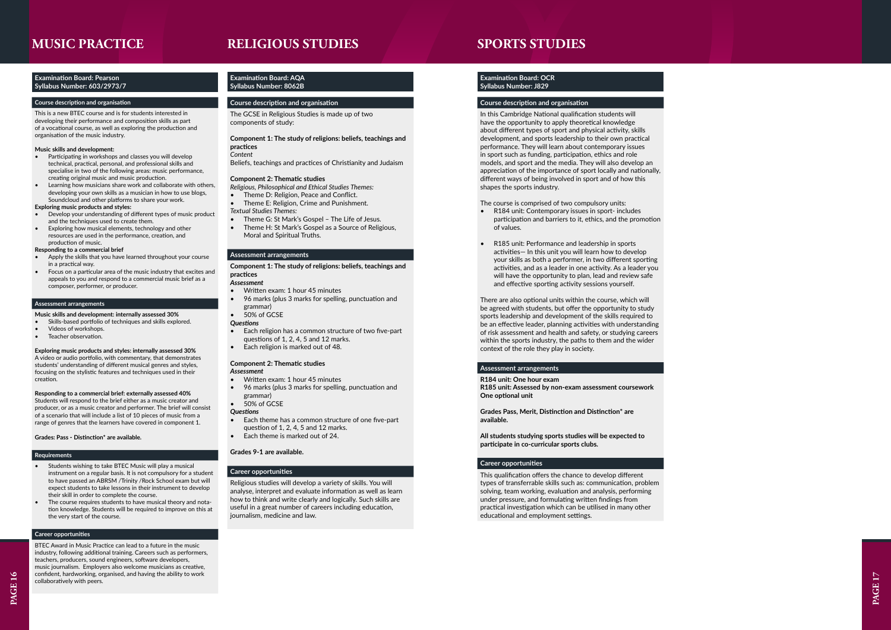# MUSIC PRACTICE

**Examination Board: Pearson**
**Syllabus Number: 603/2973/7**

## Course description and organisation

This is a new BTEC course and is for students interested in developing their performance and composition skills as part of a vocational course, as well as exploring the production and organisation of the music industry.

**Music skills and development:**

- Participating in workshops and classes you will develop technical, practical, personal, and professional skills and specialise in two of the following areas: music performance, creating original music and music production.
- Learning how musicians share work and collaborate with others, developing your own skills as a musician in how to use blogs, Soundcloud and other platforms to share your work.

**Exploring music products and styles:**

- Develop your understanding of different types of music product and the techniques used to create them.
- Exploring how musical elements, technology and other resources are used in the performance, creation, and production of music.

**Responding to a commercial brief**

- Apply the skills that you have learned throughout your course in a practical way.
- Focus on a particular area of the music industry that excites and appeals to you and respond to a commercial music brief as a composer, performer, or producer.

## Assessment arrangements

**Music skills and development: internally assessed 30%**

- Skills-based portfolio of techniques and skills explored.
- Videos of workshops.
- Teacher observation.

**Exploring music products and styles: internally assessed 30%**
A video or audio portfolio, with commentary, that demonstrates students' understanding of different musical genres and styles, focusing on the stylistic features and techniques used in their creation.

**Responding to a commercial brief: externally assessed 40%**
Students will respond to the brief either as a music creator and producer, or as a music creator and performer. The brief will consist of a scenario that will include a list of 10 pieces of music from a range of genres that the learners have covered in component 1.

**Grades: Pass - Distinction* are available.**

## Requirements

- Students wishing to take BTEC Music will play a musical instrument on a regular basis. It is not compulsory for a student to have passed an ABRSM /Trinity /Rock School exam but will expect students to take lessons in their instrument to develop their skill in order to complete the course.
- The course requires students to have musical theory and notation knowledge. Students will be required to improve on this at the very start of the course.

## Career opportunities

BTEC Award in Music Practice can lead to a future in the music industry, following additional training. Careers such as performers, teachers, producers, sound engineers, software developers, music journalism. Employers also welcome musicians as creative, confident, hardworking, organised, and having the ability to work collaboratively with peers.

# RELIGIOUS STUDIES

**Examination Board: AQA**
**Syllabus Number: 8062B**

## Course description and organisation

The GCSE in Religious Studies is made up of two components of study:

**Component 1: The study of religions: beliefs, teachings and practices**
*Content*
Beliefs, teachings and practices of Christianity and Judaism

**Component 2: Thematic studies**
*Religious, Philosophical and Ethical Studies Themes:*

- Theme D: Religion, Peace and Conflict.
- Theme E: Religion, Crime and Punishment.

*Textual Studies Themes:*

- Theme G: St Mark's Gospel – The Life of Jesus.
- Theme H: St Mark's Gospel as a Source of Religious, Moral and Spiritual Truths.

## Assessment arrangements

**Component 1: The study of religions: beliefs, teachings and practices**
*Assessment*

- Written exam: 1 hour 45 minutes
- 96 marks (plus 3 marks for spelling, punctuation and grammar)
- 50% of GCSE

*Questions*

- Each religion has a common structure of two five-part questions of 1, 2, 4, 5 and 12 marks.
- Each religion is marked out of 48.

**Component 2: Thematic studies**
*Assessment*

- Written exam: 1 hour 45 minutes
- 96 marks (plus 3 marks for spelling, punctuation and grammar)
- 50% of GCSE

*Questions*

- Each theme has a common structure of one five-part question of 1, 2, 4, 5 and 12 marks.
- Each theme is marked out of 24.

**Grades 9-1 are available.**

## Career opportunities

Religious studies will develop a variety of skills. You will analyse, interpret and evaluate information as well as learn how to think and write clearly and logically. Such skills are useful in a great number of careers including education, journalism, medicine and law.

# SPORTS STUDIES

**Examination Board: OCR**
**Syllabus Number: J829**

## Course description and organisation

In this Cambridge National qualification students will have the opportunity to apply theoretical knowledge about different types of sport and physical activity, skills development, and sports leadership to their own practical performance. They will learn about contemporary issues in sport such as funding, participation, ethics and role models, and sport and the media. They will also develop an appreciation of the importance of sport locally and nationally, different ways of being involved in sport and of how this shapes the sports industry.

The course is comprised of two compulsory units:

- R184 unit: Contemporary issues in sport- includes participation and barriers to it, ethics, and the promotion of values.
- R185 unit: Performance and leadership in sports activities— In this unit you will learn how to develop your skills as both a performer, in two different sporting activities, and as a leader in one activity. As a leader you will have the opportunity to plan, lead and review safe and effective sporting activity sessions yourself.

There are also optional units within the course, which will be agreed with students, but offer the opportunity to study sports leadership and development of the skills required to be an effective leader, planning activities with understanding of risk assessment and health and safety, or studying careers within the sports industry, the paths to them and the wider context of the role they play in society.

## Assessment arrangements

**R184 unit: One hour exam**
**R185 unit: Assessed by non-exam assessment coursework**
**One optional unit**

**Grades Pass, Merit, Distinction and Distinction* are available.**

**All students studying sports studies will be expected to participate in co-curricular sports clubs.**

## Career opportunities

This qualification offers the chance to develop different types of transferrable skills such as: communication, problem solving, team working, evaluation and analysis, performing under pressure, and formulating written findings from practical investigation which can be utilised in many other educational and employment settings.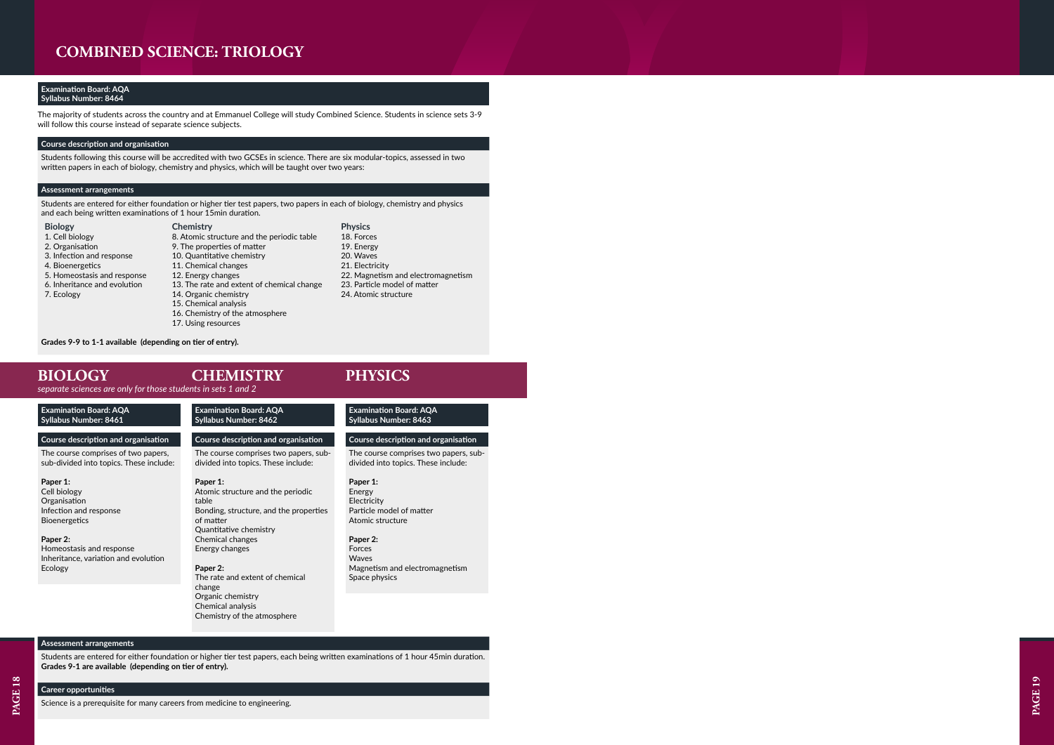# COMBINED SCIENCE: TRIOLOGY

**Examination Board: AQA**
**Syllabus Number: 8464**

The majority of students across the country and at Emmanuel College will study Combined Science. Students in science sets 3-9 will follow this course instead of separate science subjects.

### Course description and organisation

Students following this course will be accredited with two GCSEs in science. There are six modular-topics, assessed in two written papers in each of biology, chemistry and physics, which will be taught over two years:

### Assessment arrangements

Students are entered for either foundation or higher tier test papers, two papers in each of biology, chemistry and physics and each being written examinations of 1 hour 15min duration.

**Biology**
1. Cell biology
2. Organisation
3. Infection and response
4. Bioenergetics
5. Homeostasis and response
6. Inheritance and evolution
7. Ecology

**Chemistry**
8. Atomic structure and the periodic table
9. The properties of matter
10. Quantitative chemistry
11. Chemical changes
12. Energy changes
13. The rate and extent of chemical change
14. Organic chemistry
15. Chemical analysis
16. Chemistry of the atmosphere
17. Using resources

**Physics**
18. Forces
19. Energy
20. Waves
21. Electricity
22. Magnetism and electromagnetism
23. Particle model of matter
24. Atomic structure

**Grades 9-9 to 1-1 available (depending on tier of entry).**

# BIOLOGY CHEMISTRY PHYSICS

*separate sciences are only for those students in sets 1 and 2*

## BIOLOGY

**Examination Board: AQA**
**Syllabus Number: 8461**

### Course description and organisation

The course comprises of two papers, sub-divided into topics. These include:

**Paper 1:**
Cell biology
Organisation
Infection and response
Bioenergetics

**Paper 2:**
Homeostasis and response
Inheritance, variation and evolution
Ecology

## CHEMISTRY

**Examination Board: AQA**
**Syllabus Number: 8462**

### Course description and organisation

The course comprises two papers, sub-divided into topics. These include:

**Paper 1:**
Atomic structure and the periodic table
Bonding, structure, and the properties of matter
Quantitative chemistry
Chemical changes
Energy changes

**Paper 2:**
The rate and extent of chemical change
Organic chemistry
Chemical analysis
Chemistry of the atmosphere

## PHYSICS

**Examination Board: AQA**
**Syllabus Number: 8463**

### Course description and organisation

The course comprises two papers, sub-divided into topics. These include:

**Paper 1:**
Energy
Electricity
Particle model of matter
Atomic structure

**Paper 2:**
Forces
Waves
Magnetism and electromagnetism
Space physics

### Assessment arrangements

Students are entered for either foundation or higher tier test papers, each being written examinations of 1 hour 45min duration.
**Grades 9-1 are available (depending on tier of entry).**

### Career opportunities

Science is a prerequisite for many careers from medicine to engineering.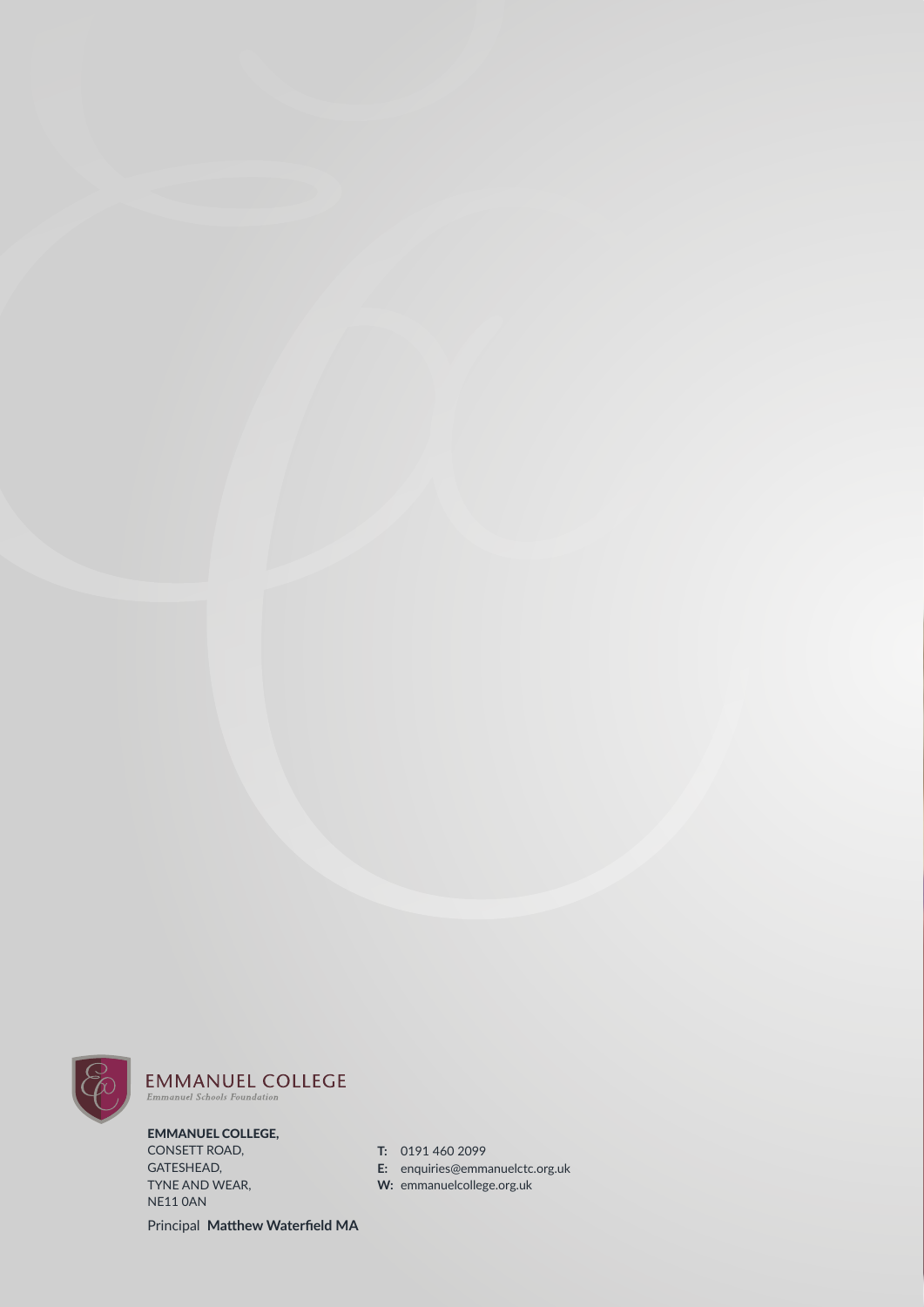EMMANUEL COLLEGE

*Emmanuel Schools Foundation*

**EMMANUEL COLLEGE,**
CONSETT ROAD,
GATESHEAD,
TYNE AND WEAR,
NE11 0AN

**T:** 0191 460 2099
**E:** enquiries@emmanuelctc.org.uk
**W:** emmanuelcollege.org.uk

Principal **Matthew Waterfield MA**